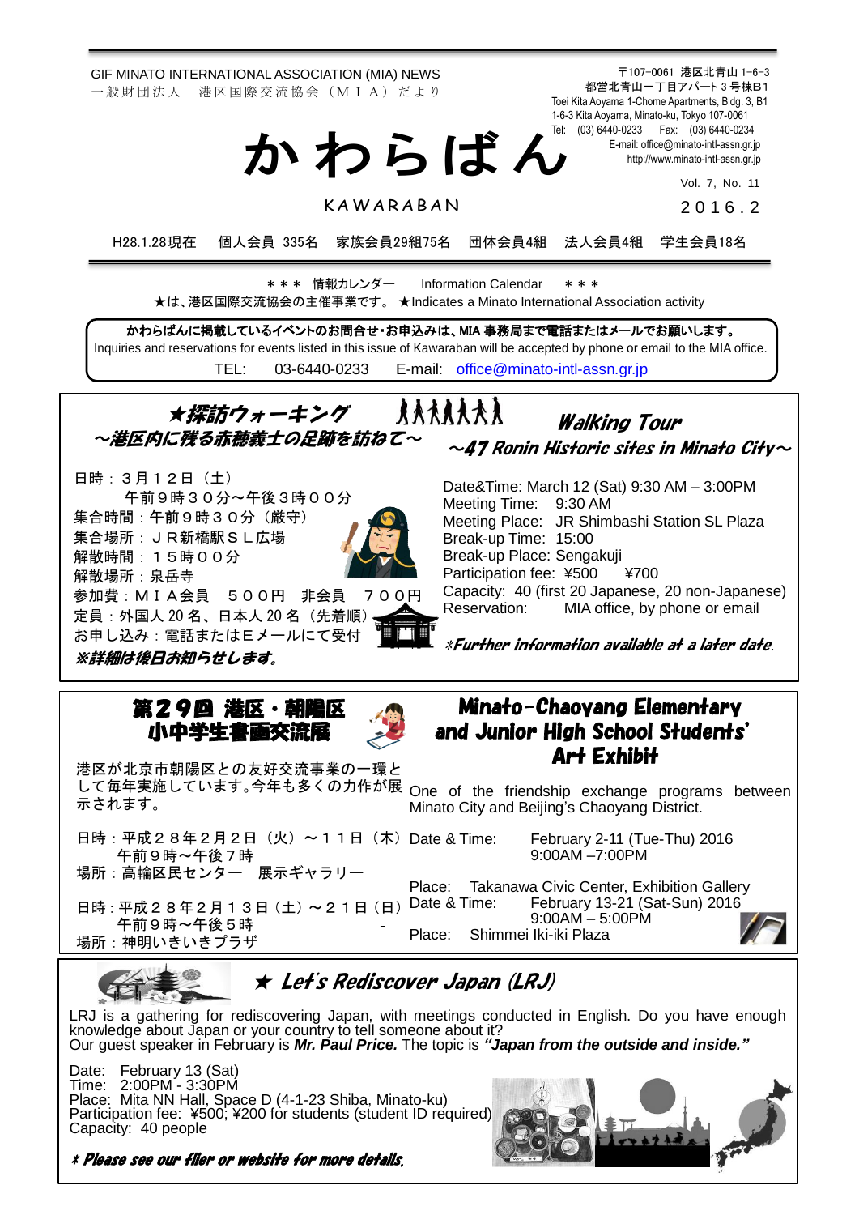GIF MINATO INTERNATIONAL ASSOCIATION (MIA) NEWS
一般財団法人　港区国際交流協会（ＭＩＡ）だより

〒107-0061 港区北青山 1-6-3
都営北青山一丁目アパート３号棟B1
Toei Kita Aoyama 1-Chome Apartments, Bldg. 3, B1
1-6-3 Kita Aoyama, Minato-ku, Tokyo 107-0061
Tel: (03) 6440-0233　Fax: (03) 6440-0234
E-mail: office@minato-intl-assn.gr.jp
http://www.minato-intl-assn.gr.jp

# かわらばん

KAWARABAN

Vol. 7, No. 11
2016．2

H28.1.28現在　個人会員 335名　家族会員29組75名　団体会員4組　法人会員4組　学生会員18名

＊＊＊ 情報カレンダー　Information Calendar　＊＊＊

★は、港区国際交流協会の主催事業です。 ★Indicates a Minato International Association activity

**かわらばんに掲載しているイベントのお問合せ・お申込みは、MIA 事務局まで電話またはメールでお願いします。**
Inquiries and reservations for events listed in this issue of Kawaraban will be accepted by phone or email to the MIA office.
TEL: 03-6440-0233　E-mail: office@minato-intl-assn.gr.jp

## ★探訪ウォーキング ～港区内に残る赤穂義士の足跡を訪ねて～

日時：３月１２日（土）
　午前９時３０分～午後３時００分
集合時間：午前９時３０分（厳守）
集合場所：ＪＲ新橋駅ＳＬ広場
解散時間：１５時００分
解散場所：泉岳寺
参加費：ＭＩＡ会員　５００円　非会員　７００円
定員：外国人 20 名、日本人 20 名（先着順）
お申し込み：電話またはＥメールにて受付
***※詳細は後日お知らせします。***

## Walking Tour ～47 Ronin Historic sites in Minato City～

Date&Time: March 12 (Sat) 9:30 AM – 3:00PM
Meeting Time: 9:30 AM
Meeting Place: JR Shimbashi Station SL Plaza
Break-up Time: 15:00
Break-up Place: Sengakuji
Participation fee: ¥500　¥700
Capacity: 40 (first 20 Japanese, 20 non-Japanese)
Reservation: MIA office, by phone or email

***Further information available at a later date.***

## 第２９回 港区・朝陽区 小中学生書画交流展

港区が北京市朝陽区との友好交流事業の一環として毎年実施しています。今年も多くの力作が展示されます。

日時：平成２８年２月２日（火）～１１日（木）
　午前９時～午後７時
場所：高輪区民センター　展示ギャラリー

日時：平成２８年２月１３日（土）～２１日（日）
　午前９時～午後５時
場所：神明いきいきプラザ

## Minato-Chaoyang Elementary and Junior High School Students' Art Exhibit

One of the friendship exchange programs between Minato City and Beijing's Chaoyang District.

Date & Time: February 2-11 (Tue-Thu) 2016
9:00AM –7:00PM
Place: Takanawa Civic Center, Exhibition Gallery

Date & Time: February 13-21 (Sat-Sun) 2016
9:00AM – 5:00PM
Place: Shimmei Iki-iki Plaza

## ★ Let's Rediscover Japan (LRJ)

LRJ is a gathering for rediscovering Japan, with meetings conducted in English. Do you have enough knowledge about Japan or your country to tell someone about it?
Our guest speaker in February is ***Mr. Paul Price.*** The topic is ***"Japan from the outside and inside."***

Date: February 13 (Sat)
Time: 2:00PM - 3:30PM
Place: Mita NN Hall, Space D (4-1-23 Shiba, Minato-ku)
Participation fee: ¥500; ¥200 for students (student ID required)
Capacity: 40 people

***＊ Please see our flier or website for more details.***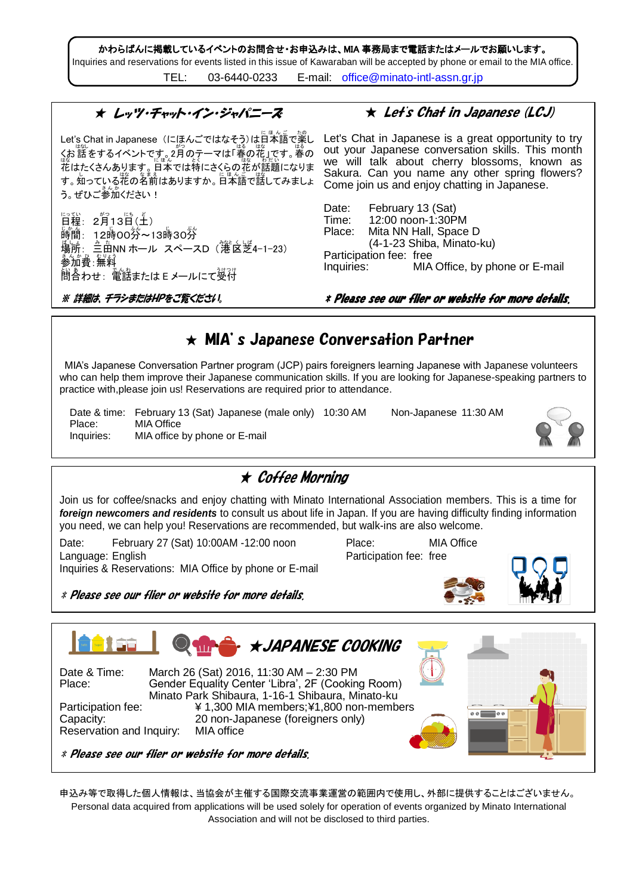かわらばんに掲載しているイベントのお問合せ・お申込みは、MIA 事務局まで電話またはメールでお願いします。
Inquiries and reservations for events listed in this issue of Kawaraban will be accepted by phone or email to the MIA office.
TEL: 03-6440-0233 E-mail: office@minato-intl-assn.gr.jp

## ★ レッツ・チャット・イン・ジャパニーズ

Let's Chat in Japanese（にほんごではなそう）は日本語で楽しくお話をするイベントです。2月のテーマは「春の花」です。春の花はたくさんあります。日本では特にさくらの花が話題になります。知っている花の名前はありますか。日本語で話してみましょう。ぜひご参加ください！

日程: 2月13日（土）
時間: 12時00分～13時30分
場所: 三田NN ホール スペースD（港区芝4-1-23）
参加費: 無料
問合わせ: 電話または E メールにて受付

*※ 詳細は、チラシまたはHPをご覧ください。*

## ★ Let's Chat in Japanese (LCJ)

Let's Chat in Japanese is a great opportunity to try out your Japanese conversation skills. This month we will talk about cherry blossoms, known as Sakura. Can you name any other spring flowers? Come join us and enjoy chatting in Japanese.

Date: February 13 (Sat)
Time: 12:00 noon-1:30PM
Place: Mita NN Hall, Space D
(4-1-23 Shiba, Minato-ku)
Participation fee: free
Inquiries: MIA Office, by phone or E-mail

***Please see our flier or website for more details.***

## ★ MIA's Japanese Conversation Partner

MIA's Japanese Conversation Partner program (JCP) pairs foreigners learning Japanese with Japanese volunteers who can help them improve their Japanese communication skills. If you are looking for Japanese-speaking partners to practice with,please join us! Reservations are required prior to attendance.

Date & time: February 13 (Sat) Japanese (male only) 10:30 AM Non-Japanese 11:30 AM
Place: MIA Office
Inquiries: MIA office by phone or E-mail

## ★ Coffee Morning

Join us for coffee/snacks and enjoy chatting with Minato International Association members. This is a time for ***foreign newcomers and residents*** to consult us about life in Japan. If you are having difficulty finding information you need, we can help you! Reservations are recommended, but walk-ins are also welcome.

Date: February 27 (Sat) 10:00AM -12:00 noon
Language: English
Inquiries & Reservations: MIA Office by phone or E-mail
Place: MIA Office
Participation fee: free

*Please see our flier or website for more details.*

## ★JAPANESE COOKING

Date & Time: March 26 (Sat) 2016, 11:30 AM – 2:30 PM
Place: Gender Equality Center 'Libra', 2F (Cooking Room)
Minato Park Shibaura, 1-16-1 Shibaura, Minato-ku
Participation fee: ¥ 1,300 MIA members;¥1,800 non-members
Capacity: 20 non-Japanese (foreigners only)
Reservation and Inquiry: MIA office

*Please see our flier or website for more details.*

申込み等で取得した個人情報は、当協会が主催する国際交流事業運営の範囲内で使用し、外部に提供することはございません。
Personal data acquired from applications will be used solely for operation of events organized by Minato International Association and will not be disclosed to third parties.